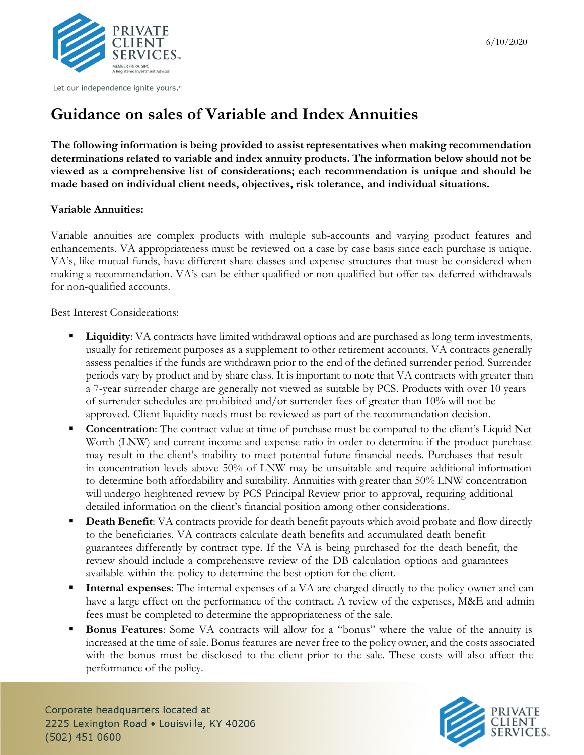6/10/2020

# Guidance on sales of Variable and Index Annuities

**The following information is being provided to assist representatives when making recommendation determinations related to variable and index annuity products. The information below should not be viewed as a comprehensive list of considerations; each recommendation is unique and should be made based on individual client needs, objectives, risk tolerance, and individual situations.**

**Variable Annuities:**

Variable annuities are complex products with multiple sub-accounts and varying product features and enhancements. VA appropriateness must be reviewed on a case by case basis since each purchase is unique. VA's, like mutual funds, have different share classes and expense structures that must be considered when making a recommendation. VA's can be either qualified or non-qualified but offer tax deferred withdrawals for non-qualified accounts.

Best Interest Considerations:

- **Liquidity**: VA contracts have limited withdrawal options and are purchased as long term investments, usually for retirement purposes as a supplement to other retirement accounts. VA contracts generally assess penalties if the funds are withdrawn prior to the end of the defined surrender period. Surrender periods vary by product and by share class. It is important to note that VA contracts with greater than a 7-year surrender charge are generally not viewed as suitable by PCS. Products with over 10 years of surrender schedules are prohibited and/or surrender fees of greater than 10% will not be approved. Client liquidity needs must be reviewed as part of the recommendation decision.
- **Concentration**: The contract value at time of purchase must be compared to the client's Liquid Net Worth (LNW) and current income and expense ratio in order to determine if the product purchase may result in the client's inability to meet potential future financial needs. Purchases that result in concentration levels above 50% of LNW may be unsuitable and require additional information to determine both affordability and suitability. Annuities with greater than 50% LNW concentration will undergo heightened review by PCS Principal Review prior to approval, requiring additional detailed information on the client's financial position among other considerations.
- **Death Benefit**: VA contracts provide for death benefit payouts which avoid probate and flow directly to the beneficiaries. VA contracts calculate death benefits and accumulated death benefit guarantees differently by contract type. If the VA is being purchased for the death benefit, the review should include a comprehensive review of the DB calculation options and guarantees available within the policy to determine the best option for the client.
- **Internal expenses**: The internal expenses of a VA are charged directly to the policy owner and can have a large effect on the performance of the contract. A review of the expenses, M&E and admin fees must be completed to determine the appropriateness of the sale.
- **Bonus Features**: Some VA contracts will allow for a "bonus" where the value of the annuity is increased at the time of sale. Bonus features are never free to the policy owner, and the costs associated with the bonus must be disclosed to the client prior to the sale. These costs will also affect the performance of the policy.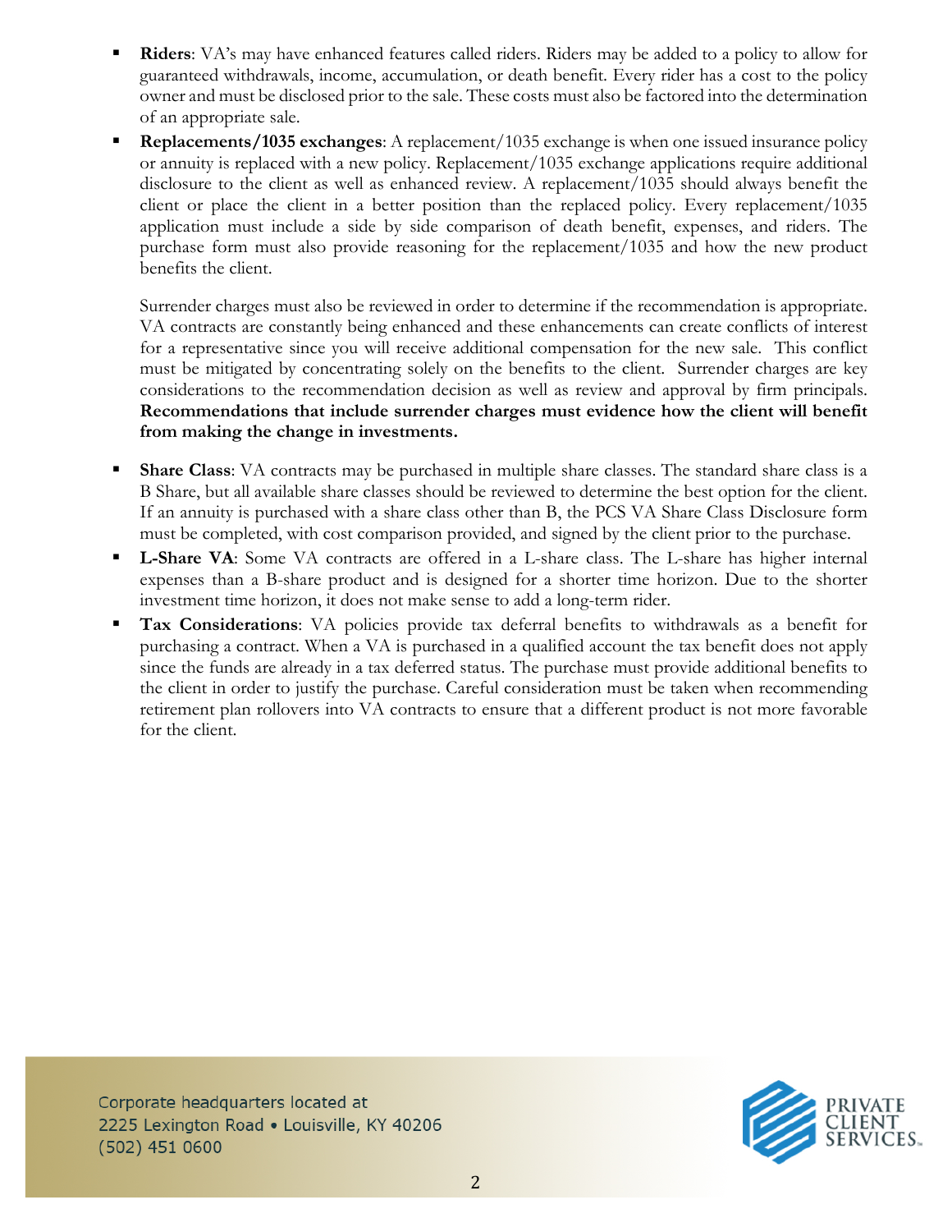- **Riders**: VA's may have enhanced features called riders. Riders may be added to a policy to allow for guaranteed withdrawals, income, accumulation, or death benefit. Every rider has a cost to the policy owner and must be disclosed prior to the sale. These costs must also be factored into the determination of an appropriate sale.
- **Replacements/1035 exchanges**: A replacement/1035 exchange is when one issued insurance policy or annuity is replaced with a new policy. Replacement/1035 exchange applications require additional disclosure to the client as well as enhanced review. A replacement/1035 should always benefit the client or place the client in a better position than the replaced policy. Every replacement/1035 application must include a side by side comparison of death benefit, expenses, and riders. The purchase form must also provide reasoning for the replacement/1035 and how the new product benefits the client.

  Surrender charges must also be reviewed in order to determine if the recommendation is appropriate. VA contracts are constantly being enhanced and these enhancements can create conflicts of interest for a representative since you will receive additional compensation for the new sale. This conflict must be mitigated by concentrating solely on the benefits to the client. Surrender charges are key considerations to the recommendation decision as well as review and approval by firm principals. **Recommendations that include surrender charges must evidence how the client will benefit from making the change in investments.**

- **Share Class**: VA contracts may be purchased in multiple share classes. The standard share class is a B Share, but all available share classes should be reviewed to determine the best option for the client. If an annuity is purchased with a share class other than B, the PCS VA Share Class Disclosure form must be completed, with cost comparison provided, and signed by the client prior to the purchase.
- **L-Share VA**: Some VA contracts are offered in a L-share class. The L-share has higher internal expenses than a B-share product and is designed for a shorter time horizon. Due to the shorter investment time horizon, it does not make sense to add a long-term rider.
- **Tax Considerations**: VA policies provide tax deferral benefits to withdrawals as a benefit for purchasing a contract. When a VA is purchased in a qualified account the tax benefit does not apply since the funds are already in a tax deferred status. The purchase must provide additional benefits to the client in order to justify the purchase. Careful consideration must be taken when recommending retirement plan rollovers into VA contracts to ensure that a different product is not more favorable for the client.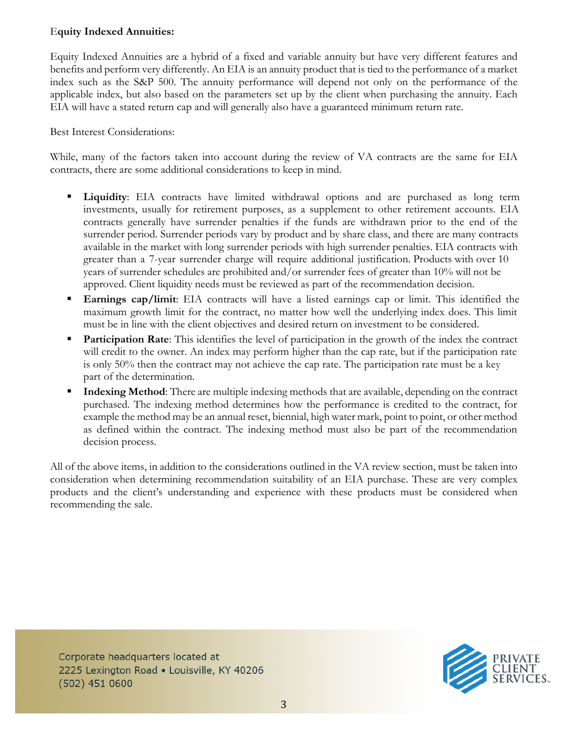**Equity Indexed Annuities:**

Equity Indexed Annuities are a hybrid of a fixed and variable annuity but have very different features and benefits and perform very differently. An EIA is an annuity product that is tied to the performance of a market index such as the S&P 500. The annuity performance will depend not only on the performance of the applicable index, but also based on the parameters set up by the client when purchasing the annuity. Each EIA will have a stated return cap and will generally also have a guaranteed minimum return rate.

Best Interest Considerations:

While, many of the factors taken into account during the review of VA contracts are the same for EIA contracts, there are some additional considerations to keep in mind.

- **Liquidity**: EIA contracts have limited withdrawal options and are purchased as long term investments, usually for retirement purposes, as a supplement to other retirement accounts. EIA contracts generally have surrender penalties if the funds are withdrawn prior to the end of the surrender period. Surrender periods vary by product and by share class, and there are many contracts available in the market with long surrender periods with high surrender penalties. EIA contracts with greater than a 7-year surrender charge will require additional justification. Products with over 10 years of surrender schedules are prohibited and/or surrender fees of greater than 10% will not be approved. Client liquidity needs must be reviewed as part of the recommendation decision.
- **Earnings cap/limit**: EIA contracts will have a listed earnings cap or limit. This identified the maximum growth limit for the contract, no matter how well the underlying index does. This limit must be in line with the client objectives and desired return on investment to be considered.
- **Participation Rate**: This identifies the level of participation in the growth of the index the contract will credit to the owner. An index may perform higher than the cap rate, but if the participation rate is only 50% then the contract may not achieve the cap rate. The participation rate must be a key part of the determination.
- **Indexing Method**: There are multiple indexing methods that are available, depending on the contract purchased. The indexing method determines how the performance is credited to the contract, for example the method may be an annual reset, biennial, high water mark, point to point, or other method as defined within the contract. The indexing method must also be part of the recommendation decision process.

All of the above items, in addition to the considerations outlined in the VA review section, must be taken into consideration when determining recommendation suitability of an EIA purchase. These are very complex products and the client's understanding and experience with these products must be considered when recommending the sale.